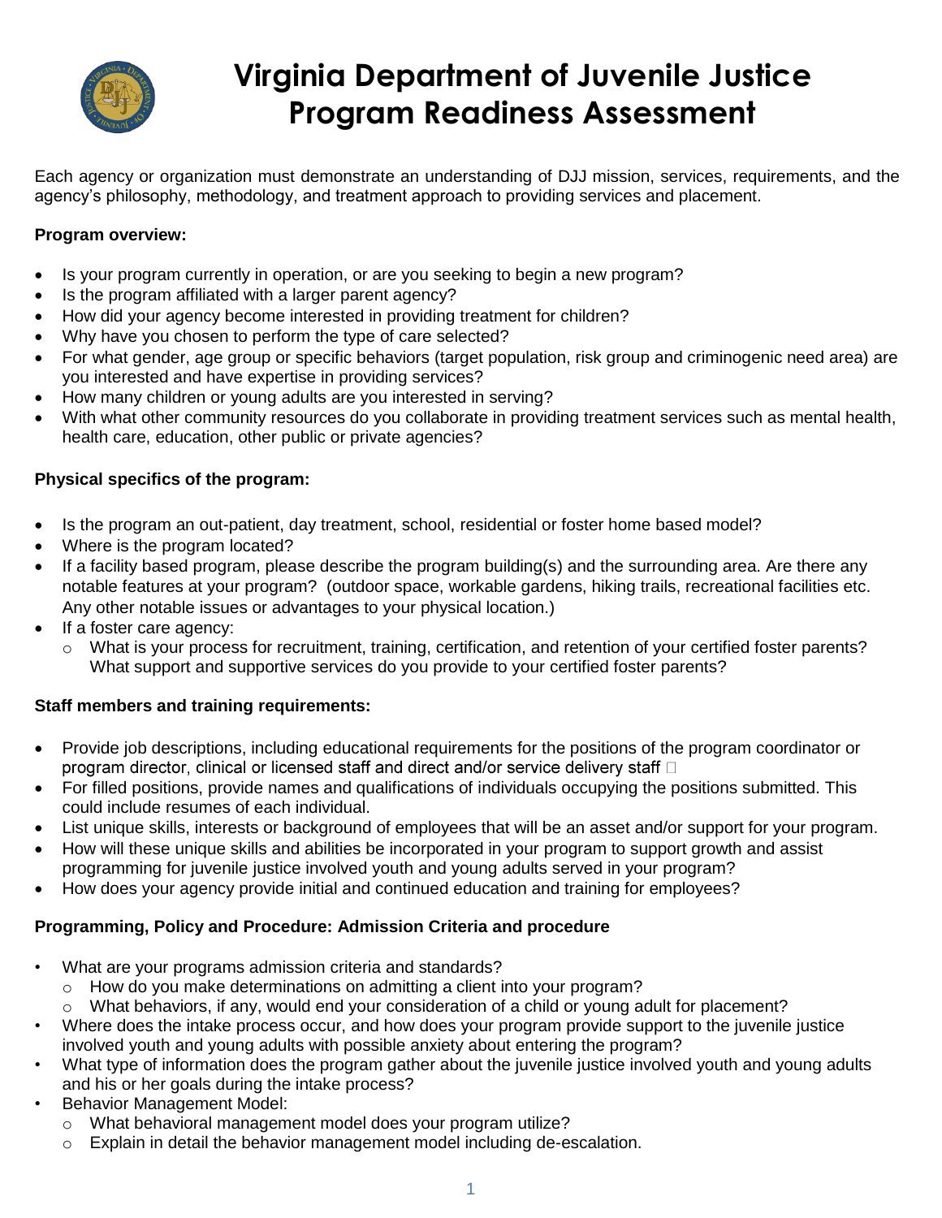# Virginia Department of Juvenile Justice Program Readiness Assessment

Each agency or organization must demonstrate an understanding of DJJ mission, services, requirements, and the agency's philosophy, methodology, and treatment approach to providing services and placement.

**Program overview:**

- Is your program currently in operation, or are you seeking to begin a new program?
- Is the program affiliated with a larger parent agency?
- How did your agency become interested in providing treatment for children?
- Why have you chosen to perform the type of care selected?
- For what gender, age group or specific behaviors (target population, risk group and criminogenic need area) are you interested and have expertise in providing services?
- How many children or young adults are you interested in serving?
- With what other community resources do you collaborate in providing treatment services such as mental health, health care, education, other public or private agencies?

**Physical specifics of the program:**

- Is the program an out-patient, day treatment, school, residential or foster home based model?
- Where is the program located?
- If a facility based program, please describe the program building(s) and the surrounding area. Are there any notable features at your program? (outdoor space, workable gardens, hiking trails, recreational facilities etc. Any other notable issues or advantages to your physical location.)
- If a foster care agency:
  - What is your process for recruitment, training, certification, and retention of your certified foster parents? What support and supportive services do you provide to your certified foster parents?

**Staff members and training requirements:**

- Provide job descriptions, including educational requirements for the positions of the program coordinator or program director, clinical or licensed staff and direct and/or service delivery staff
- For filled positions, provide names and qualifications of individuals occupying the positions submitted. This could include resumes of each individual.
- List unique skills, interests or background of employees that will be an asset and/or support for your program.
- How will these unique skills and abilities be incorporated in your program to support growth and assist programming for juvenile justice involved youth and young adults served in your program?
- How does your agency provide initial and continued education and training for employees?

**Programming, Policy and Procedure: Admission Criteria and procedure**

- What are your programs admission criteria and standards?
  - How do you make determinations on admitting a client into your program?
  - What behaviors, if any, would end your consideration of a child or young adult for placement?
- Where does the intake process occur, and how does your program provide support to the juvenile justice involved youth and young adults with possible anxiety about entering the program?
- What type of information does the program gather about the juvenile justice involved youth and young adults and his or her goals during the intake process?
- Behavior Management Model:
  - What behavioral management model does your program utilize?
  - Explain in detail the behavior management model including de-escalation.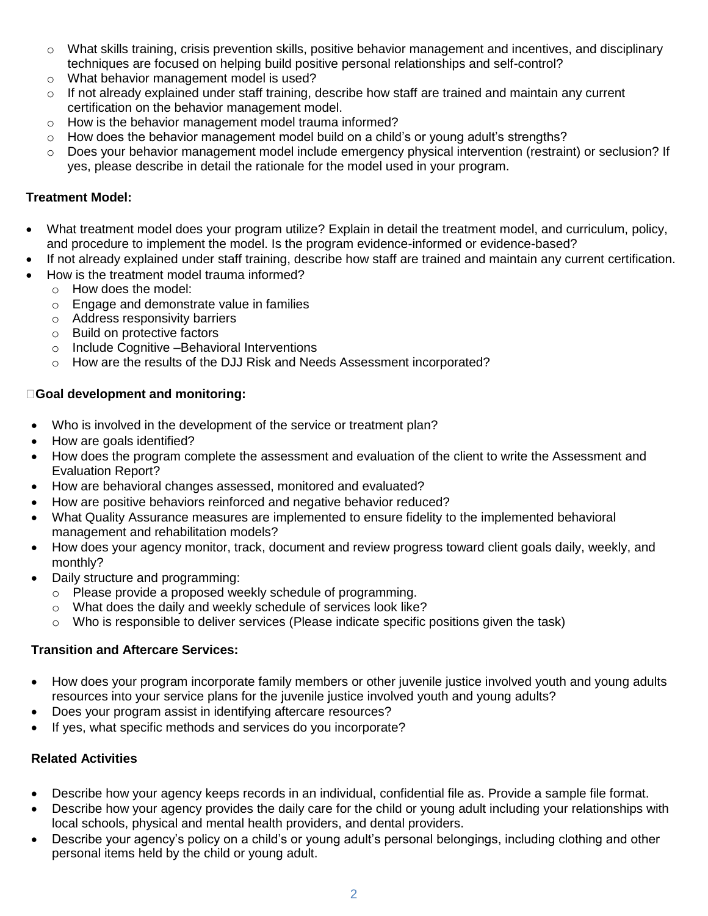- What skills training, crisis prevention skills, positive behavior management and incentives, and disciplinary techniques are focused on helping build positive personal relationships and self-control?
- What behavior management model is used?
- If not already explained under staff training, describe how staff are trained and maintain any current certification on the behavior management model.
- How is the behavior management model trauma informed?
- How does the behavior management model build on a child's or young adult's strengths?
- Does your behavior management model include emergency physical intervention (restraint) or seclusion? If yes, please describe in detail the rationale for the model used in your program.

**Treatment Model:**

- What treatment model does your program utilize? Explain in detail the treatment model, and curriculum, policy, and procedure to implement the model. Is the program evidence-informed or evidence-based?
- If not already explained under staff training, describe how staff are trained and maintain any current certification.
- How is the treatment model trauma informed?
  - How does the model:
  - Engage and demonstrate value in families
  - Address responsivity barriers
  - Build on protective factors
  - Include Cognitive –Behavioral Interventions
  - How are the results of the DJJ Risk and Needs Assessment incorporated?

**Goal development and monitoring:**

- Who is involved in the development of the service or treatment plan?
- How are goals identified?
- How does the program complete the assessment and evaluation of the client to write the Assessment and Evaluation Report?
- How are behavioral changes assessed, monitored and evaluated?
- How are positive behaviors reinforced and negative behavior reduced?
- What Quality Assurance measures are implemented to ensure fidelity to the implemented behavioral management and rehabilitation models?
- How does your agency monitor, track, document and review progress toward client goals daily, weekly, and monthly?
- Daily structure and programming:
  - Please provide a proposed weekly schedule of programming.
  - What does the daily and weekly schedule of services look like?
  - Who is responsible to deliver services (Please indicate specific positions given the task)

**Transition and Aftercare Services:**

- How does your program incorporate family members or other juvenile justice involved youth and young adults resources into your service plans for the juvenile justice involved youth and young adults?
- Does your program assist in identifying aftercare resources?
- If yes, what specific methods and services do you incorporate?

**Related Activities**

- Describe how your agency keeps records in an individual, confidential file as. Provide a sample file format.
- Describe how your agency provides the daily care for the child or young adult including your relationships with local schools, physical and mental health providers, and dental providers.
- Describe your agency's policy on a child's or young adult's personal belongings, including clothing and other personal items held by the child or young adult.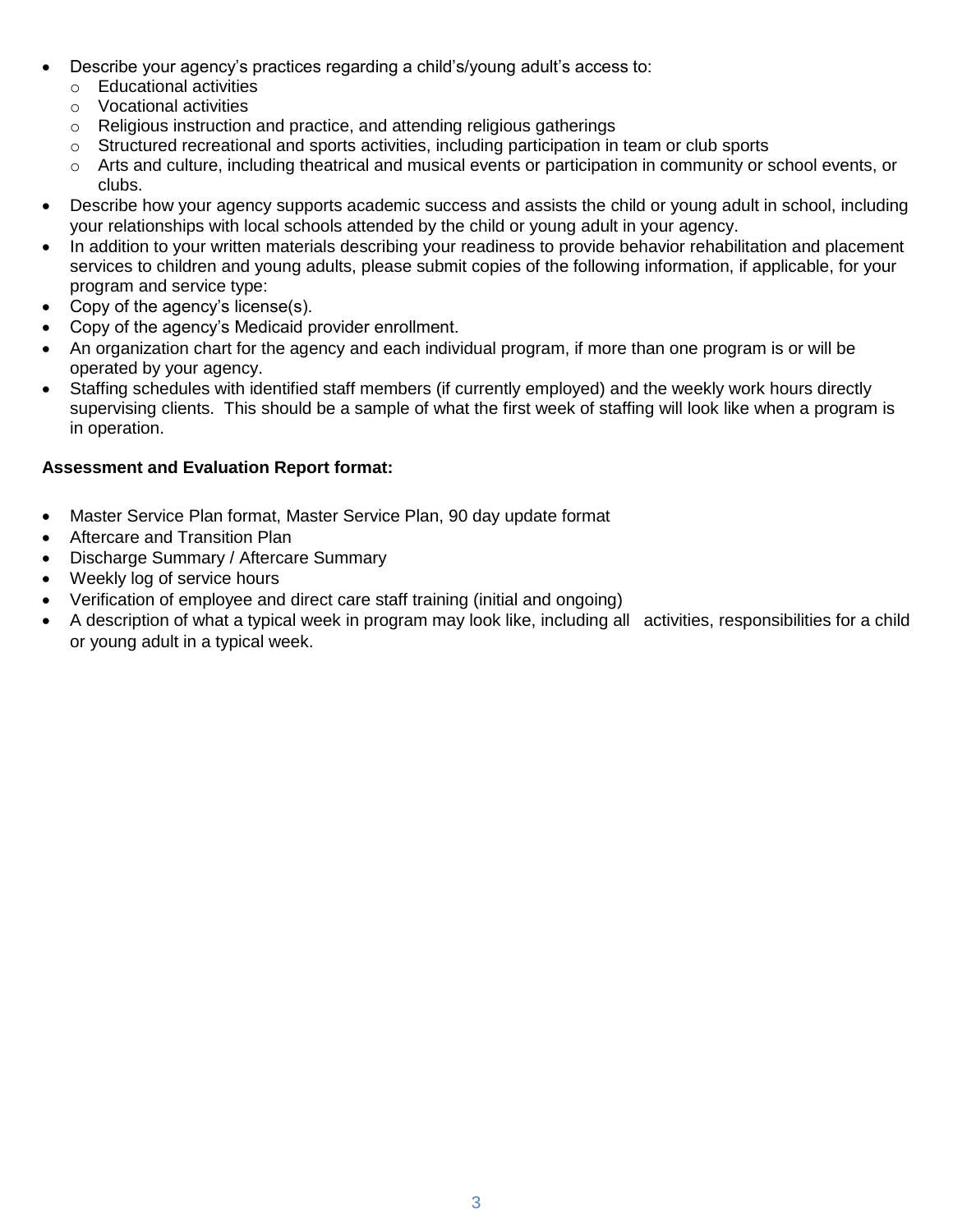- Describe your agency's practices regarding a child's/young adult's access to:
  - Educational activities
  - Vocational activities
  - Religious instruction and practice, and attending religious gatherings
  - Structured recreational and sports activities, including participation in team or club sports
  - Arts and culture, including theatrical and musical events or participation in community or school events, or clubs.
- Describe how your agency supports academic success and assists the child or young adult in school, including your relationships with local schools attended by the child or young adult in your agency.
- In addition to your written materials describing your readiness to provide behavior rehabilitation and placement services to children and young adults, please submit copies of the following information, if applicable, for your program and service type:
- Copy of the agency's license(s).
- Copy of the agency's Medicaid provider enrollment.
- An organization chart for the agency and each individual program, if more than one program is or will be operated by your agency.
- Staffing schedules with identified staff members (if currently employed) and the weekly work hours directly supervising clients. This should be a sample of what the first week of staffing will look like when a program is in operation.

**Assessment and Evaluation Report format:**

- Master Service Plan format, Master Service Plan, 90 day update format
- Aftercare and Transition Plan
- Discharge Summary / Aftercare Summary
- Weekly log of service hours
- Verification of employee and direct care staff training (initial and ongoing)
- A description of what a typical week in program may look like, including all activities, responsibilities for a child or young adult in a typical week.